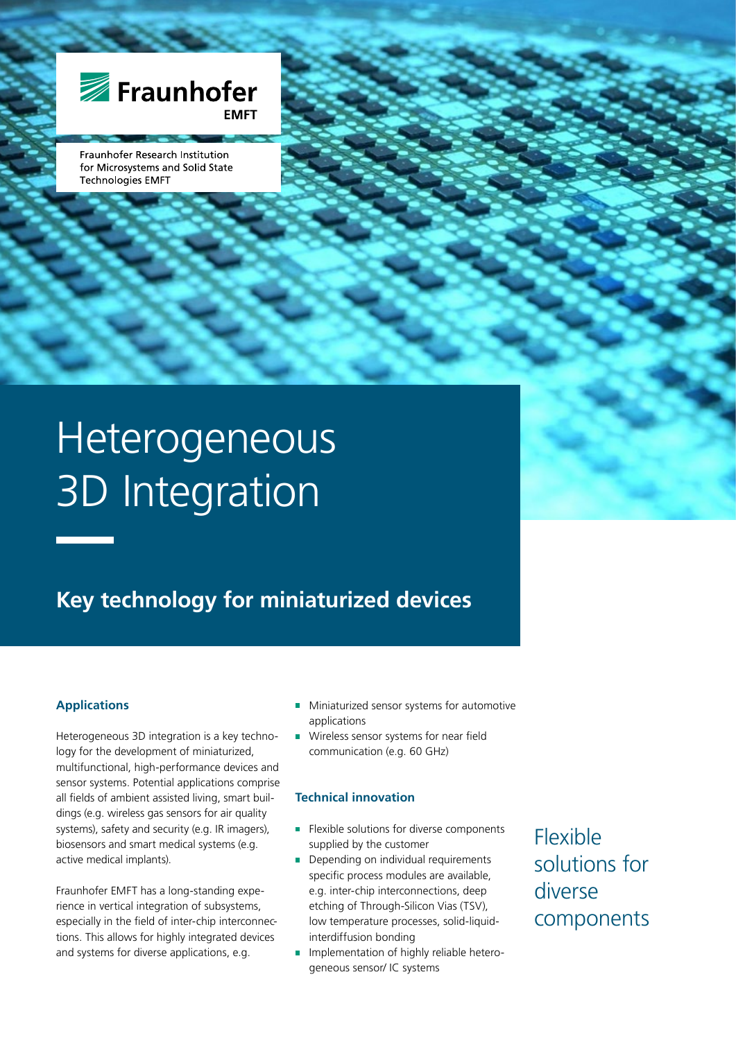Fraunhofer EMFT

Fraunhofer Research Institution for Microsystems and Solid State Technologies EMFT

# Heterogeneous 3D Integration

## Key technology for miniaturized devices

### Applications

Heterogeneous 3D integration is a key technology for the development of miniaturized, multifunctional, high-performance devices and sensor systems. Potential applications comprise all fields of ambient assisted living, smart buildings (e.g. wireless gas sensors for air quality systems), safety and security (e.g. IR imagers), biosensors and smart medical systems (e.g. active medical implants).

Fraunhofer EMFT has a long-standing experience in vertical integration of subsystems, especially in the field of inter-chip interconnections. This allows for highly integrated devices and systems for diverse applications, e.g.

- Miniaturized sensor systems for automotive applications
- Wireless sensor systems for near field communication (e.g. 60 GHz)

### Technical innovation

- Flexible solutions for diverse components supplied by the customer
- Depending on individual requirements specific process modules are available, e.g. inter-chip interconnections, deep etching of Through-Silicon Vias (TSV), low temperature processes, solid-liquid-interdiffusion bonding
- Implementation of highly reliable heterogeneous sensor/ IC systems

Flexible solutions for diverse components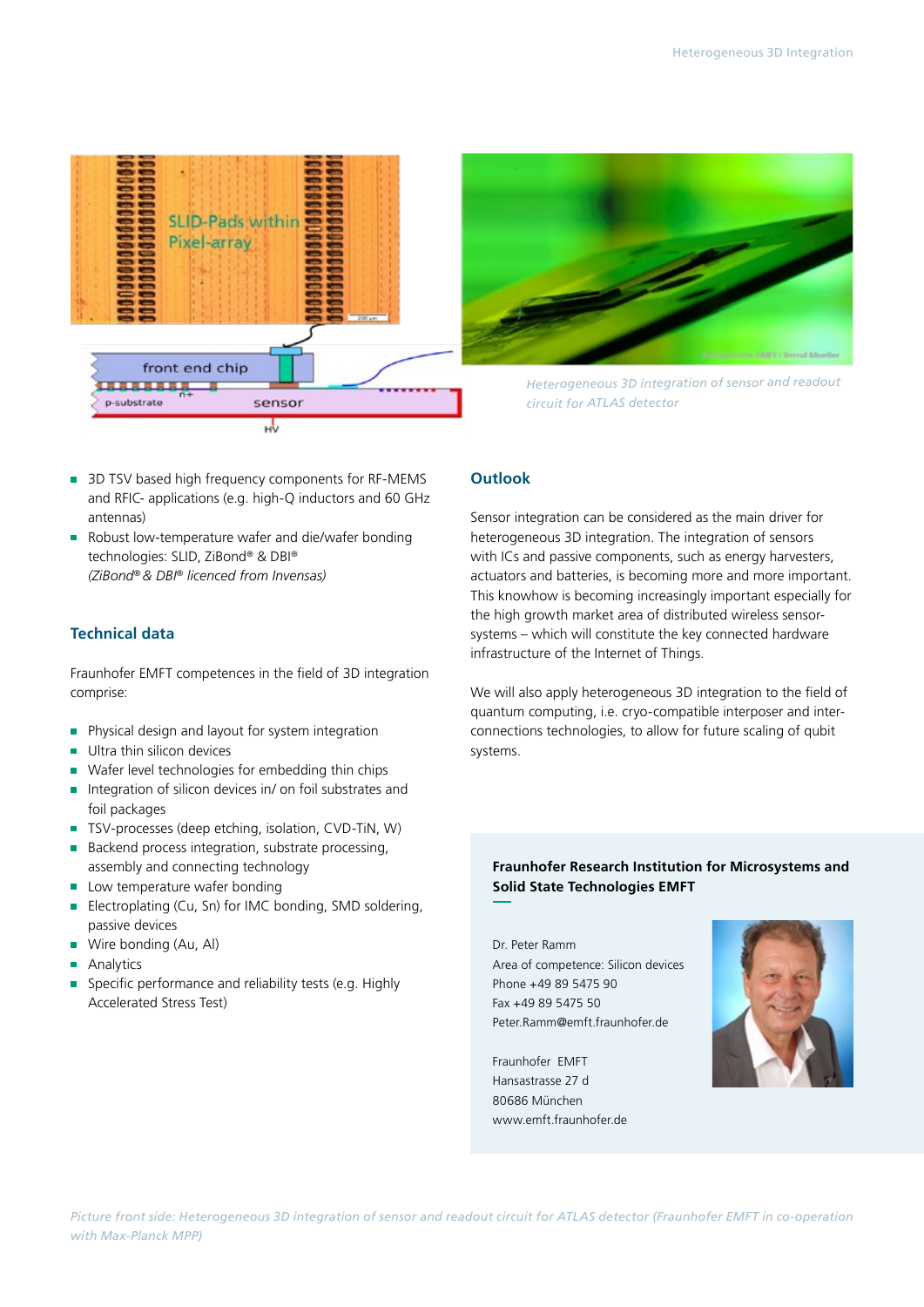*Heterogeneous 3D integration of sensor and readout circuit for ATLAS detector*

- 3D TSV based high frequency components for RF-MEMS and RFIC- applications (e.g. high-Q inductors and 60 GHz antennas)
- Robust low-temperature wafer and die/wafer bonding technologies: SLID, ZiBond® & DBI®
  *(ZiBond® & DBI® licenced from Invensas)*

## Technical data

Fraunhofer EMFT competences in the field of 3D integration comprise:

- Physical design and layout for system integration
- Ultra thin silicon devices
- Wafer level technologies for embedding thin chips
- Integration of silicon devices in/ on foil substrates and foil packages
- TSV-processes (deep etching, isolation, CVD-TiN, W)
- Backend process integration, substrate processing, assembly and connecting technology
- Low temperature wafer bonding
- Electroplating (Cu, Sn) for IMC bonding, SMD soldering, passive devices
- Wire bonding (Au, Al)
- Analytics
- Specific performance and reliability tests (e.g. Highly Accelerated Stress Test)

## Outlook

Sensor integration can be considered as the main driver for heterogeneous 3D integration. The integration of sensors with ICs and passive components, such as energy harvesters, actuators and batteries, is becoming more and more important. This knowhow is becoming increasingly important especially for the high growth market area of distributed wireless sensor-systems – which will constitute the key connected hardware infrastructure of the Internet of Things.

We will also apply heterogeneous 3D integration to the field of quantum computing, i.e. cryo-compatible interposer and inter-connections technologies, to allow for future scaling of qubit systems.

**Fraunhofer Research Institution for Microsystems and Solid State Technologies EMFT**

Dr. Peter Ramm
Area of competence: Silicon devices
Phone +49 89 5475 90
Fax +49 89 5475 50
Peter.Ramm@emft.fraunhofer.de

Fraunhofer EMFT
Hansastrasse 27 d
80686 München
www.emft.fraunhofer.de

*Picture front side: Heterogeneous 3D integration of sensor and readout circuit for ATLAS detector (Fraunhofer EMFT in co-operation with Max-Planck MPP)*